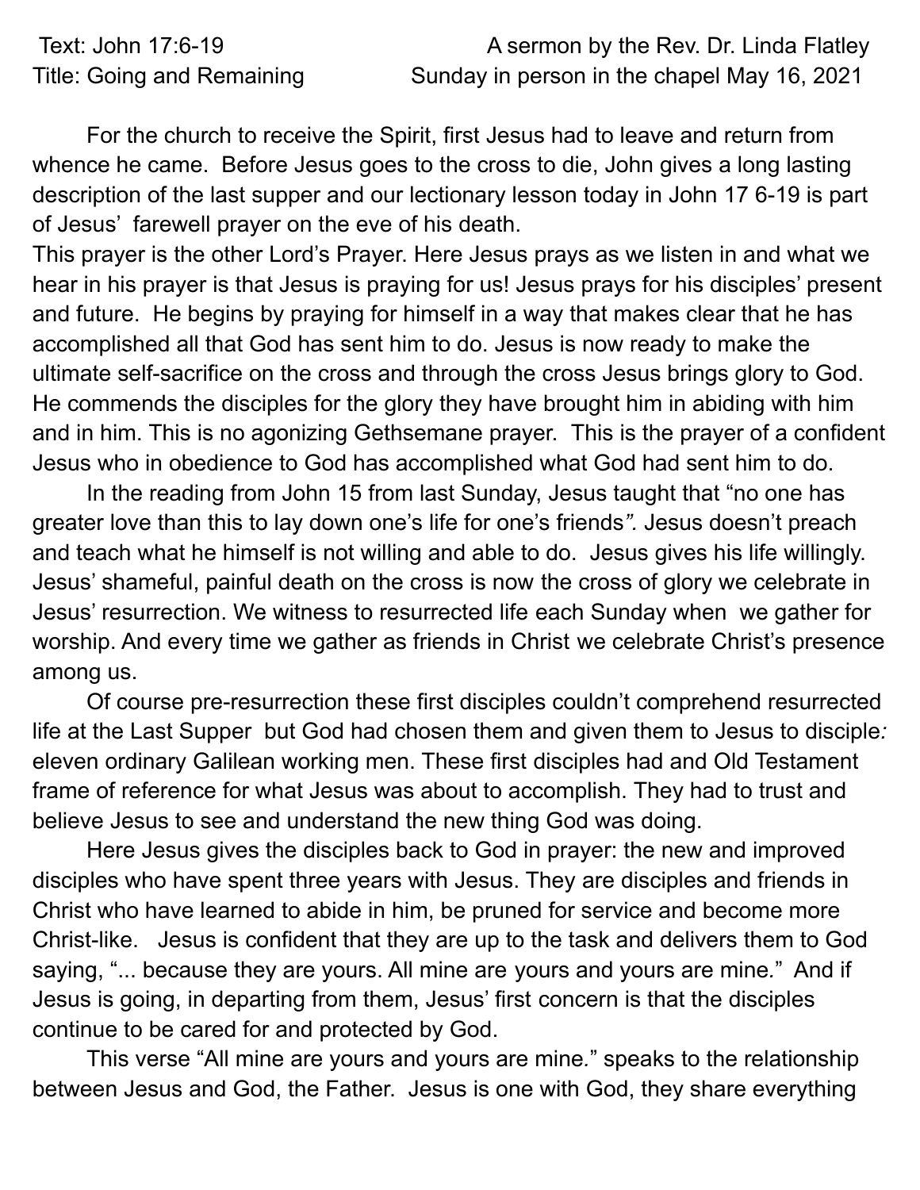Text: John 17:6-19 A sermon by the Rev. Dr. Linda Flatley
Title: Going and Remaining Sunday in person in the chapel May 16, 2021

For the church to receive the Spirit, first Jesus had to leave and return from whence he came. Before Jesus goes to the cross to die, John gives a long lasting description of the last supper and our lectionary lesson today in John 17 6-19 is part of Jesus' farewell prayer on the eve of his death.

This prayer is the other Lord's Prayer. Here Jesus prays as we listen in and what we hear in his prayer is that Jesus is praying for us! Jesus prays for his disciples' present and future. He begins by praying for himself in a way that makes clear that he has accomplished all that God has sent him to do. Jesus is now ready to make the ultimate self-sacrifice on the cross and through the cross Jesus brings glory to God. He commends the disciples for the glory they have brought him in abiding with him and in him. This is no agonizing Gethsemane prayer. This is the prayer of a confident Jesus who in obedience to God has accomplished what God had sent him to do.

In the reading from John 15 from last Sunday, Jesus taught that "no one has greater love than this to lay down one's life for one's friends*"*. Jesus doesn't preach and teach what he himself is not willing and able to do. Jesus gives his life willingly. Jesus' shameful, painful death on the cross is now the cross of glory we celebrate in Jesus' resurrection. We witness to resurrected life each Sunday when we gather for worship. And every time we gather as friends in Christ we celebrate Christ's presence among us.

Of course pre-resurrection these first disciples couldn't comprehend resurrected life at the Last Supper but God had chosen them and given them to Jesus to disciple*:* eleven ordinary Galilean working men. These first disciples had and Old Testament frame of reference for what Jesus was about to accomplish. They had to trust and believe Jesus to see and understand the new thing God was doing.

Here Jesus gives the disciples back to God in prayer: the new and improved disciples who have spent three years with Jesus. They are disciples and friends in Christ who have learned to abide in him, be pruned for service and become more Christ-like. Jesus is confident that they are up to the task and delivers them to God saying, "... because they are yours. All mine are yours and yours are mine*.*" And if Jesus is going, in departing from them, Jesus' first concern is that the disciples continue to be cared for and protected by God.

This verse "All mine are yours and yours are mine*.*" speaks to the relationship between Jesus and God, the Father. Jesus is one with God, they share everything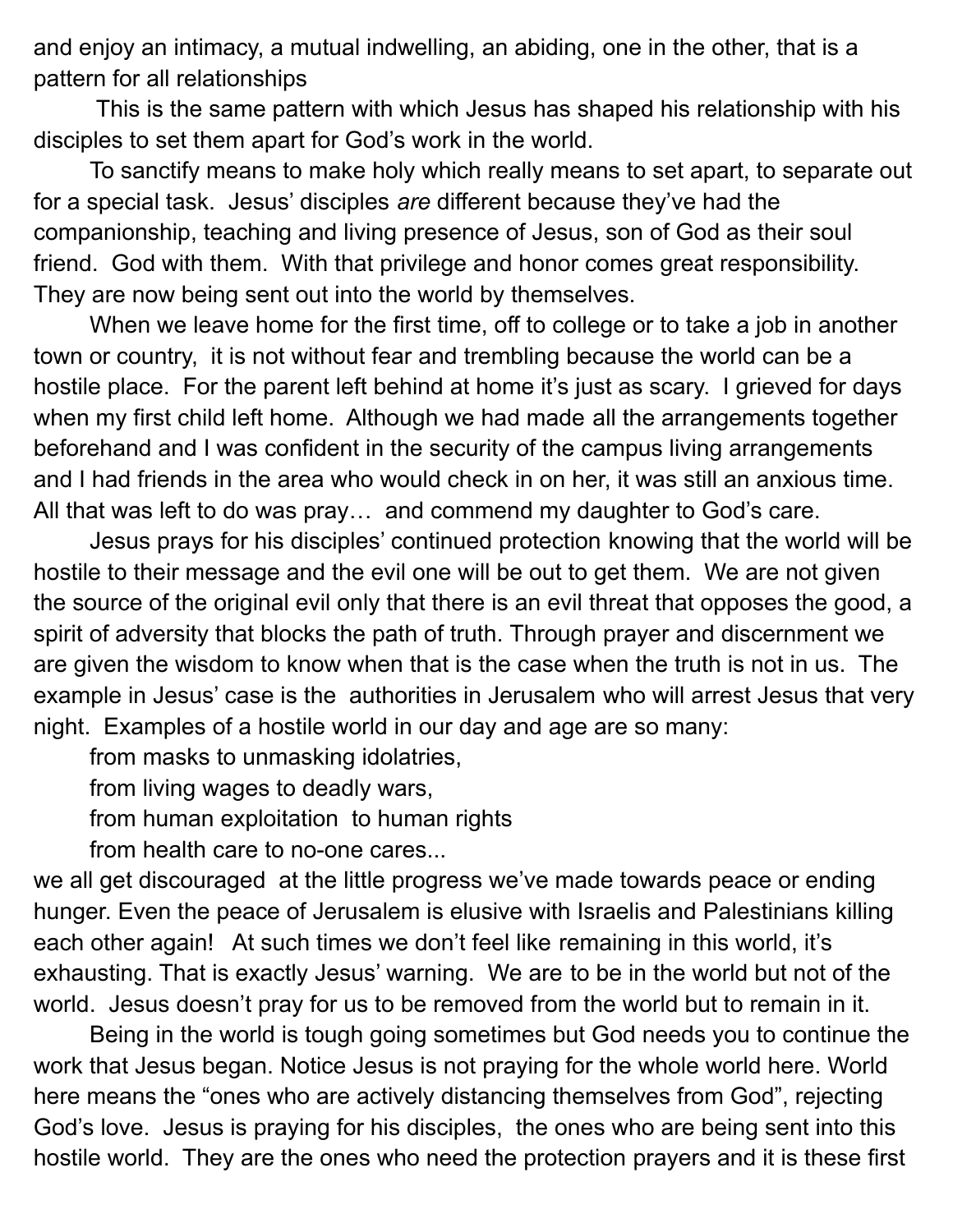and enjoy an intimacy, a mutual indwelling, an abiding, one in the other, that is a pattern for all relationships

This is the same pattern with which Jesus has shaped his relationship with his disciples to set them apart for God's work in the world.

To sanctify means to make holy which really means to set apart, to separate out for a special task. Jesus' disciples *are* different because they've had the companionship, teaching and living presence of Jesus, son of God as their soul friend. God with them. With that privilege and honor comes great responsibility. They are now being sent out into the world by themselves.

When we leave home for the first time, off to college or to take a job in another town or country, it is not without fear and trembling because the world can be a hostile place. For the parent left behind at home it's just as scary. I grieved for days when my first child left home. Although we had made all the arrangements together beforehand and I was confident in the security of the campus living arrangements and I had friends in the area who would check in on her, it was still an anxious time. All that was left to do was pray… and commend my daughter to God's care.

Jesus prays for his disciples' continued protection knowing that the world will be hostile to their message and the evil one will be out to get them. We are not given the source of the original evil only that there is an evil threat that opposes the good, a spirit of adversity that blocks the path of truth. Through prayer and discernment we are given the wisdom to know when that is the case when the truth is not in us. The example in Jesus' case is the authorities in Jerusalem who will arrest Jesus that very night. Examples of a hostile world in our day and age are so many:

from masks to unmasking idolatries,
from living wages to deadly wars,
from human exploitation to human rights
from health care to no-one cares...

we all get discouraged at the little progress we've made towards peace or ending hunger. Even the peace of Jerusalem is elusive with Israelis and Palestinians killing each other again! At such times we don't feel like remaining in this world, it's exhausting. That is exactly Jesus' warning. We are to be in the world but not of the world. Jesus doesn't pray for us to be removed from the world but to remain in it.

Being in the world is tough going sometimes but God needs you to continue the work that Jesus began. Notice Jesus is not praying for the whole world here. World here means the "ones who are actively distancing themselves from God", rejecting God's love. Jesus is praying for his disciples, the ones who are being sent into this hostile world. They are the ones who need the protection prayers and it is these first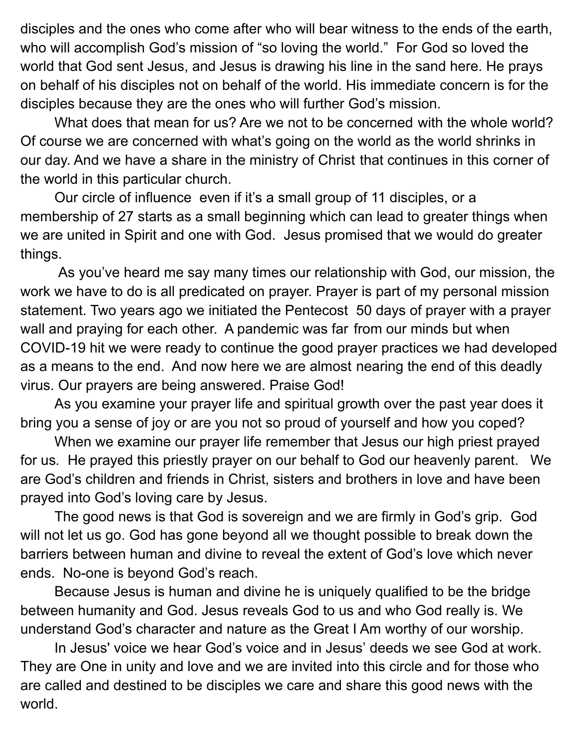disciples and the ones who come after who will bear witness to the ends of the earth, who will accomplish God's mission of "so loving the world." For God so loved the world that God sent Jesus, and Jesus is drawing his line in the sand here. He prays on behalf of his disciples not on behalf of the world. His immediate concern is for the disciples because they are the ones who will further God's mission.

What does that mean for us? Are we not to be concerned with the whole world? Of course we are concerned with what's going on the world as the world shrinks in our day. And we have a share in the ministry of Christ that continues in this corner of the world in this particular church.

Our circle of influence even if it's a small group of 11 disciples, or a membership of 27 starts as a small beginning which can lead to greater things when we are united in Spirit and one with God. Jesus promised that we would do greater things.

As you've heard me say many times our relationship with God, our mission, the work we have to do is all predicated on prayer. Prayer is part of my personal mission statement. Two years ago we initiated the Pentecost 50 days of prayer with a prayer wall and praying for each other. A pandemic was far from our minds but when COVID-19 hit we were ready to continue the good prayer practices we had developed as a means to the end. And now here we are almost nearing the end of this deadly virus. Our prayers are being answered. Praise God!

As you examine your prayer life and spiritual growth over the past year does it bring you a sense of joy or are you not so proud of yourself and how you coped?

When we examine our prayer life remember that Jesus our high priest prayed for us. He prayed this priestly prayer on our behalf to God our heavenly parent. We are God's children and friends in Christ, sisters and brothers in love and have been prayed into God's loving care by Jesus.

The good news is that God is sovereign and we are firmly in God's grip. God will not let us go. God has gone beyond all we thought possible to break down the barriers between human and divine to reveal the extent of God's love which never ends. No-one is beyond God's reach.

Because Jesus is human and divine he is uniquely qualified to be the bridge between humanity and God. Jesus reveals God to us and who God really is. We understand God's character and nature as the Great I Am worthy of our worship.

In Jesus' voice we hear God's voice and in Jesus' deeds we see God at work. They are One in unity and love and we are invited into this circle and for those who are called and destined to be disciples we care and share this good news with the world.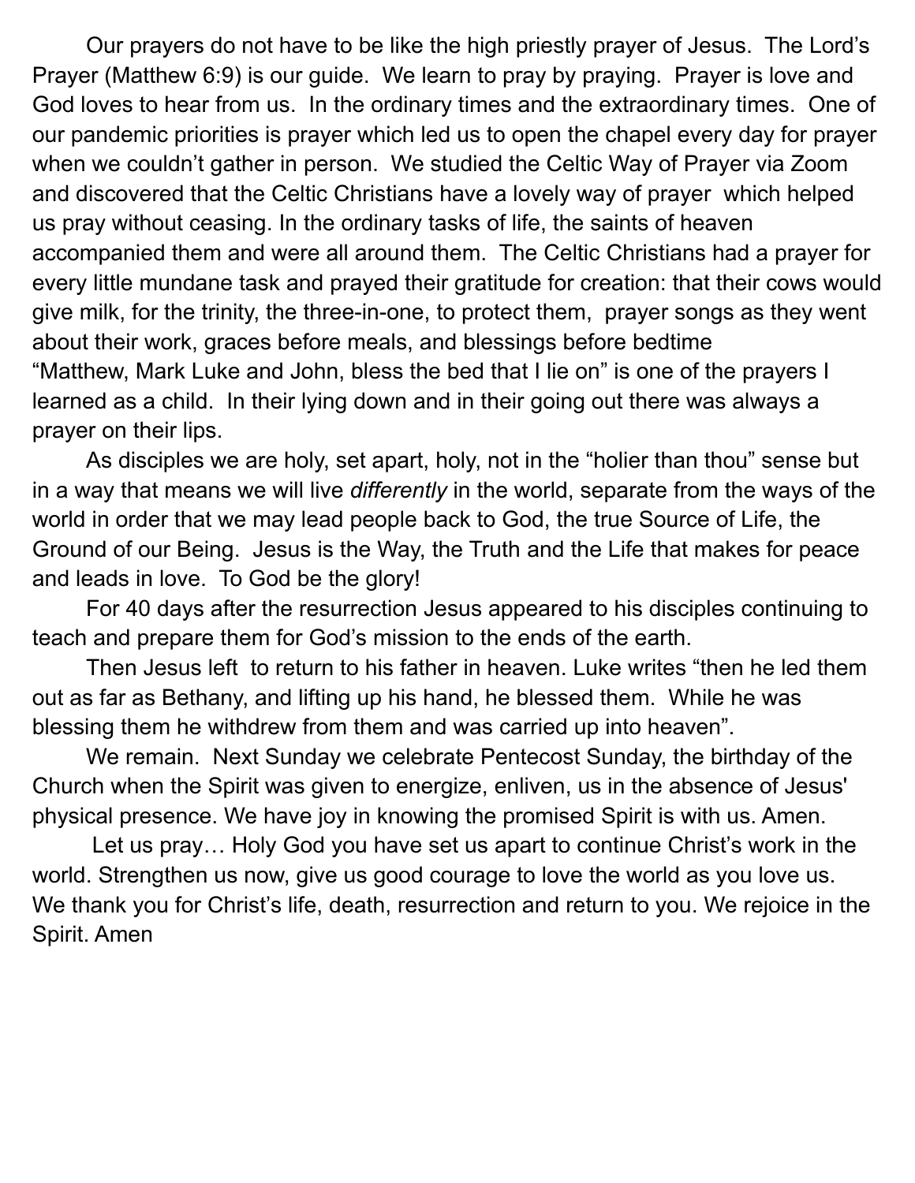Our prayers do not have to be like the high priestly prayer of Jesus. The Lord's Prayer (Matthew 6:9) is our guide. We learn to pray by praying. Prayer is love and God loves to hear from us. In the ordinary times and the extraordinary times. One of our pandemic priorities is prayer which led us to open the chapel every day for prayer when we couldn't gather in person. We studied the Celtic Way of Prayer via Zoom and discovered that the Celtic Christians have a lovely way of prayer which helped us pray without ceasing. In the ordinary tasks of life, the saints of heaven accompanied them and were all around them. The Celtic Christians had a prayer for every little mundane task and prayed their gratitude for creation: that their cows would give milk, for the trinity, the three-in-one, to protect them, prayer songs as they went about their work, graces before meals, and blessings before bedtime "Matthew, Mark Luke and John, bless the bed that I lie on" is one of the prayers I learned as a child. In their lying down and in their going out there was always a prayer on their lips.

As disciples we are holy, set apart, holy, not in the "holier than thou" sense but in a way that means we will live *differently* in the world, separate from the ways of the world in order that we may lead people back to God, the true Source of Life, the Ground of our Being. Jesus is the Way, the Truth and the Life that makes for peace and leads in love. To God be the glory!

For 40 days after the resurrection Jesus appeared to his disciples continuing to teach and prepare them for God's mission to the ends of the earth.

Then Jesus left to return to his father in heaven. Luke writes "then he led them out as far as Bethany, and lifting up his hand, he blessed them. While he was blessing them he withdrew from them and was carried up into heaven".

We remain. Next Sunday we celebrate Pentecost Sunday, the birthday of the Church when the Spirit was given to energize, enliven, us in the absence of Jesus' physical presence. We have joy in knowing the promised Spirit is with us. Amen.

Let us pray… Holy God you have set us apart to continue Christ's work in the world. Strengthen us now, give us good courage to love the world as you love us. We thank you for Christ's life, death, resurrection and return to you. We rejoice in the Spirit. Amen